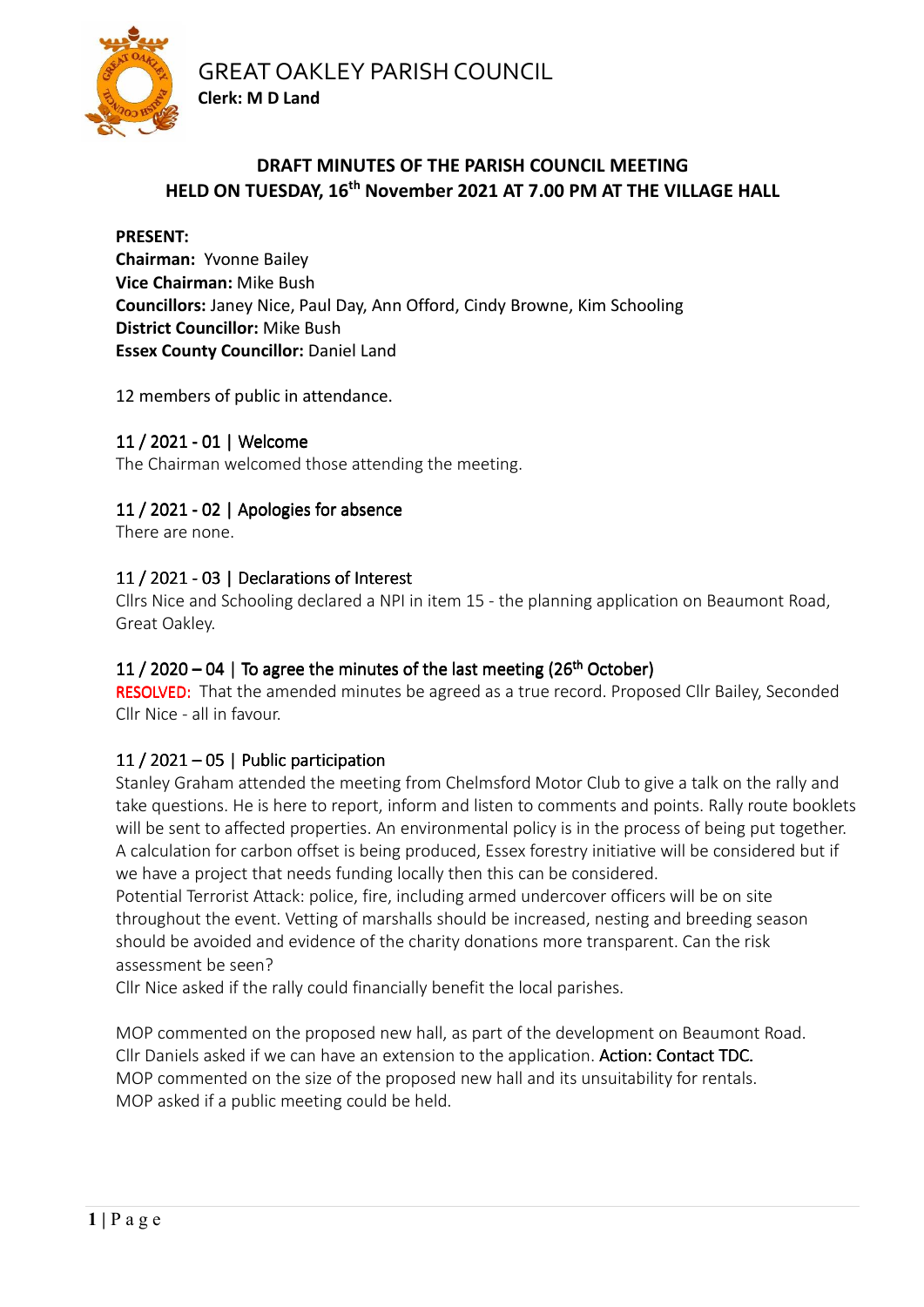# GREAT OAKLEY PARISH COUNCIL

**Clerk: M D Land**

## DRAFT MINUTES OF THE PARISH COUNCIL MEETING HELD ON TUESDAY, 16th November 2021 AT 7.00 PM AT THE VILLAGE HALL

**PRESENT:**
**Chairman:** Yvonne Bailey
**Vice Chairman:** Mike Bush
**Councillors:** Janey Nice, Paul Day, Ann Offord, Cindy Browne, Kim Schooling
**District Councillor:** Mike Bush
**Essex County Councillor:** Daniel Land

12 members of public in attendance.

### 11 / 2021 - 01 | Welcome

The Chairman welcomed those attending the meeting.

### 11 / 2021 - 02 | Apologies for absence

There are none.

### 11 / 2021 - 03 | Declarations of Interest

Cllrs Nice and Schooling declared a NPI in item 15 - the planning application on Beaumont Road, Great Oakley.

### 11 / 2020 – 04 | To agree the minutes of the last meeting (26th October)

RESOLVED: That the amended minutes be agreed as a true record. Proposed Cllr Bailey, Seconded Cllr Nice - all in favour.

### 11 / 2021 – 05 | Public participation

Stanley Graham attended the meeting from Chelmsford Motor Club to give a talk on the rally and take questions. He is here to report, inform and listen to comments and points. Rally route booklets will be sent to affected properties. An environmental policy is in the process of being put together. A calculation for carbon offset is being produced, Essex forestry initiative will be considered but if we have a project that needs funding locally then this can be considered.
Potential Terrorist Attack: police, fire, including armed undercover officers will be on site throughout the event. Vetting of marshalls should be increased, nesting and breeding season should be avoided and evidence of the charity donations more transparent. Can the risk assessment be seen?
Cllr Nice asked if the rally could financially benefit the local parishes.

MOP commented on the proposed new hall, as part of the development on Beaumont Road.
Cllr Daniels asked if we can have an extension to the application. Action: Contact TDC.
MOP commented on the size of the proposed new hall and its unsuitability for rentals.
MOP asked if a public meeting could be held.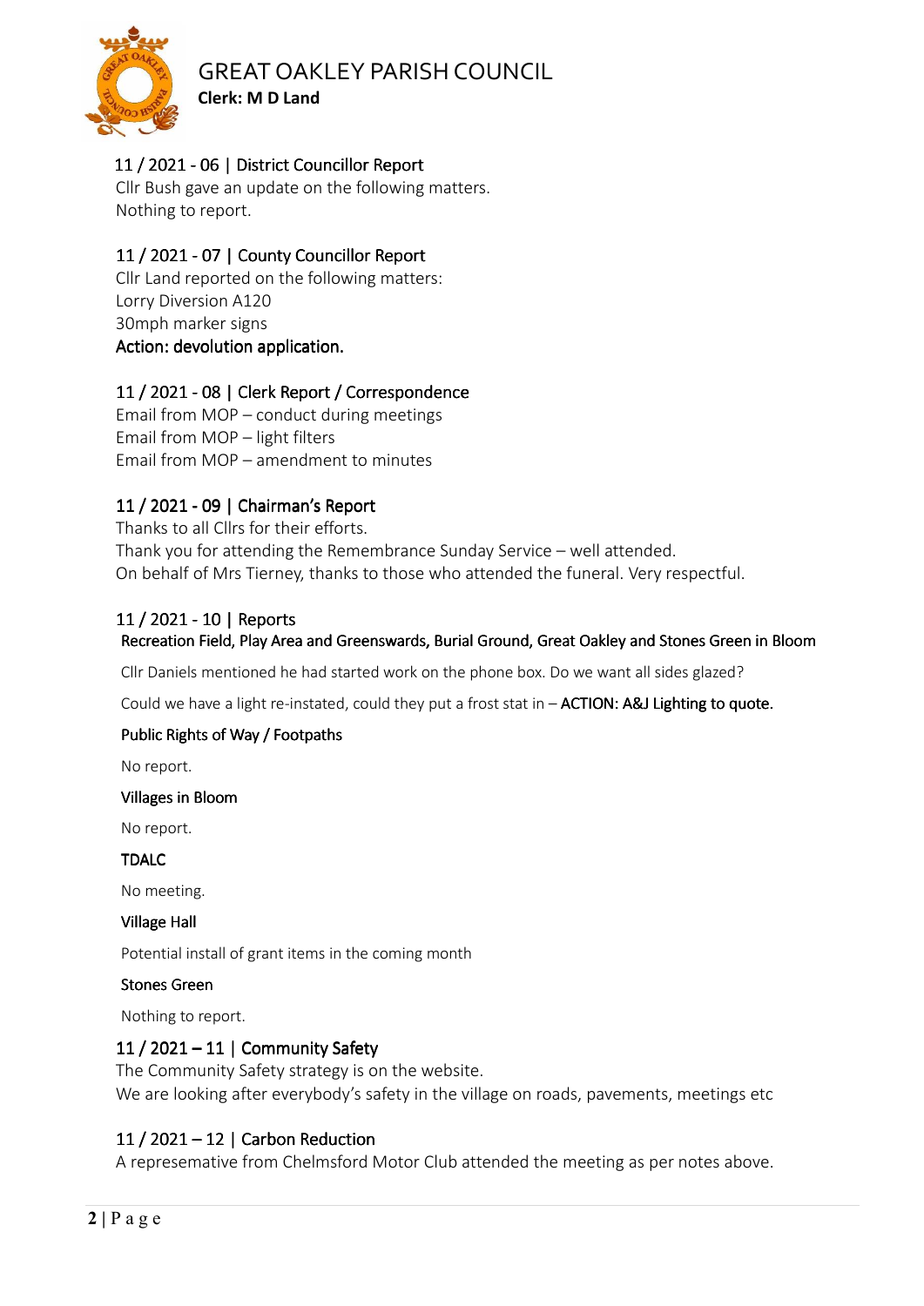# GREAT OAKLEY PARISH COUNCIL

**Clerk: M D Land**

## 11 / 2021 - 06 | District Councillor Report

Cllr Bush gave an update on the following matters.
Nothing to report.

## 11 / 2021 - 07 | County Councillor Report

Cllr Land reported on the following matters:
Lorry Diversion A120
30mph marker signs
**Action: devolution application.**

## 11 / 2021 - 08 | Clerk Report / Correspondence

Email from MOP – conduct during meetings
Email from MOP – light filters
Email from MOP – amendment to minutes

## 11 / 2021 - 09 | Chairman's Report

Thanks to all Cllrs for their efforts.
Thank you for attending the Remembrance Sunday Service – well attended.
On behalf of Mrs Tierney, thanks to those who attended the funeral. Very respectful.

## 11 / 2021 - 10 | Reports

### Recreation Field, Play Area and Greenswards, Burial Ground, Great Oakley and Stones Green in Bloom

Cllr Daniels mentioned he had started work on the phone box. Do we want all sides glazed?

Could we have a light re-instated, could they put a frost stat in – **ACTION: A&J Lighting to quote.**

### Public Rights of Way / Footpaths

No report.

### Villages in Bloom

No report.

### TDALC

No meeting.

### Village Hall

Potential install of grant items in the coming month

### Stones Green

Nothing to report.

## 11 / 2021 – 11 | Community Safety

The Community Safety strategy is on the website.
We are looking after everybody's safety in the village on roads, pavements, meetings etc

## 11 / 2021 – 12 | Carbon Reduction

A represemative from Chelmsford Motor Club attended the meeting as per notes above.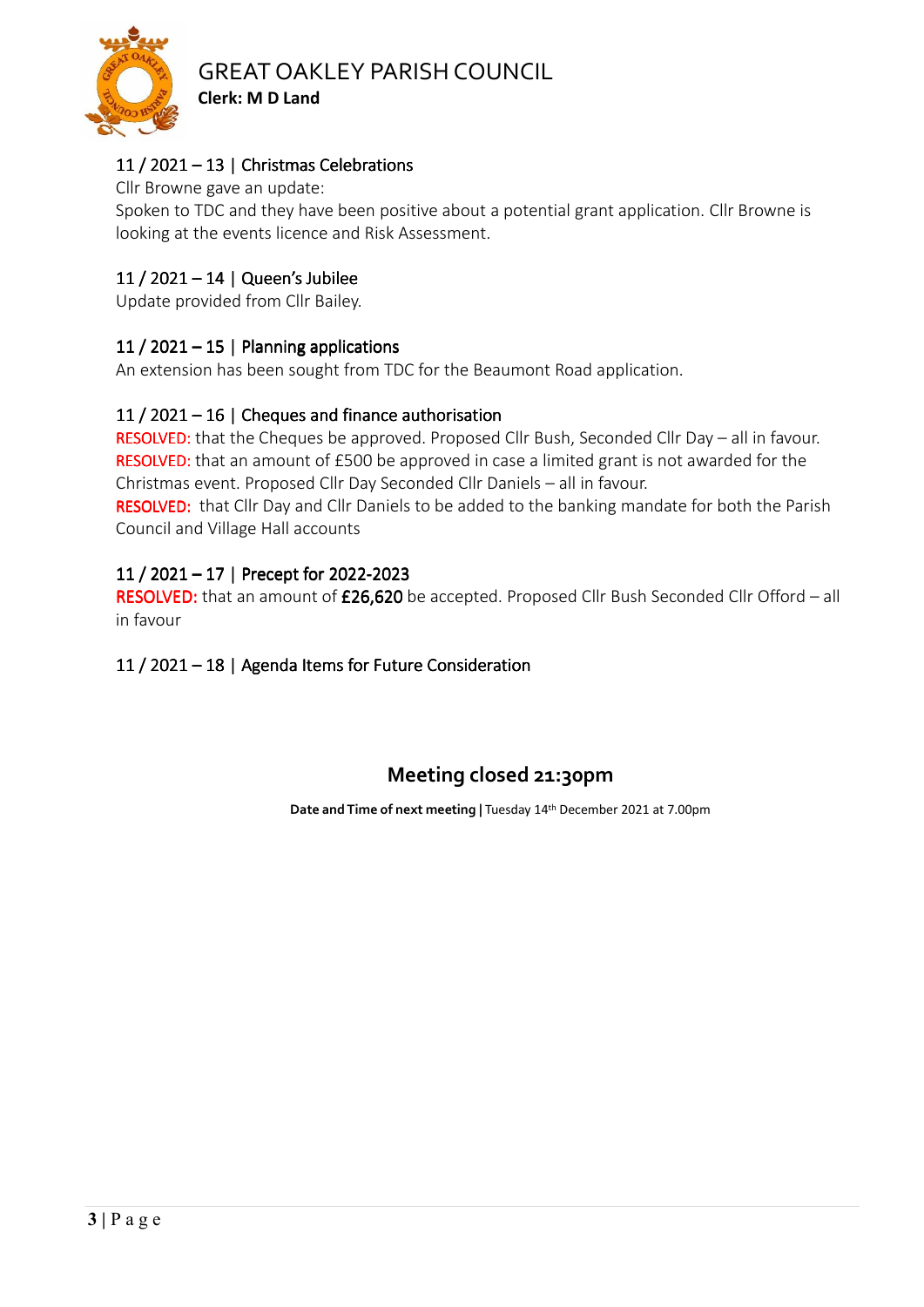GREAT OAKLEY PARISH COUNCIL

**Clerk: M D Land**

### 11 / 2021 – 13 | Christmas Celebrations

Cllr Browne gave an update:

Spoken to TDC and they have been positive about a potential grant application. Cllr Browne is looking at the events licence and Risk Assessment.

### 11 / 2021 – 14 | Queen's Jubilee

Update provided from Cllr Bailey.

### 11 / 2021 – 15 | Planning applications

An extension has been sought from TDC for the Beaumont Road application.

### 11 / 2021 – 16 | Cheques and finance authorisation

RESOLVED: that the Cheques be approved. Proposed Cllr Bush, Seconded Cllr Day – all in favour.

RESOLVED: that an amount of £500 be approved in case a limited grant is not awarded for the Christmas event. Proposed Cllr Day Seconded Cllr Daniels – all in favour.

RESOLVED: that Cllr Day and Cllr Daniels to be added to the banking mandate for both the Parish Council and Village Hall accounts

### 11 / 2021 – 17 | Precept for 2022-2023

**RESOLVED:** that an amount of **£26,620** be accepted. Proposed Cllr Bush Seconded Cllr Offord – all in favour

### 11 / 2021 – 18 | Agenda Items for Future Consideration

## Meeting closed 21:30pm

**Date and Time of next meeting |** Tuesday 14th December 2021 at 7.00pm